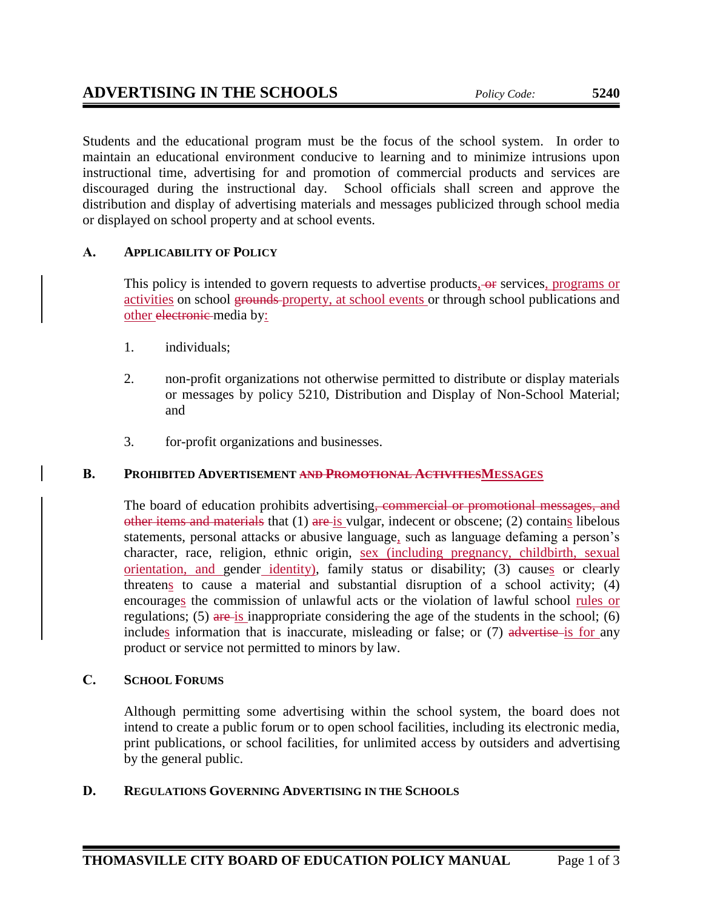# ADVERTISING IN THE SCHOOLS

*Policy Code:* **5240**

Students and the educational program must be the focus of the school system. In order to maintain an educational environment conducive to learning and to minimize intrusions upon instructional time, advertising for and promotion of commercial products and services are discouraged during the instructional day. School officials shall screen and approve the distribution and display of advertising materials and messages publicized through school media or displayed on school property and at school events.

## A. Applicability of Policy

This policy is intended to govern requests to advertise products~~, or~~ services, programs or activities on school ~~grounds~~ property, at school events or through school publications and other ~~electronic~~ media by:

1. individuals;
2. non-profit organizations not otherwise permitted to distribute or display materials or messages by policy 5210, Distribution and Display of Non-School Material; and
3. for-profit organizations and businesses.

## B. Prohibited Advertisement ~~and Promotional Activities~~ Messages

The board of education prohibits advertising~~, commercial or promotional messages, and other items and materials~~ that (1) ~~are~~ is vulgar, indecent or obscene; (2) contains libelous statements, personal attacks or abusive language, such as language defaming a person's character, race, religion, ethnic origin, sex (including pregnancy, childbirth, sexual orientation, and gender identity), family status or disability; (3) causes or clearly threatens to cause a material and substantial disruption of a school activity; (4) encourages the commission of unlawful acts or the violation of lawful school rules or regulations; (5) ~~are~~ is inappropriate considering the age of the students in the school; (6) includes information that is inaccurate, misleading or false; or (7) ~~advertise~~ is for any product or service not permitted to minors by law.

## C. School Forums

Although permitting some advertising within the school system, the board does not intend to create a public forum or to open school facilities, including its electronic media, print publications, or school facilities, for unlimited access by outsiders and advertising by the general public.

## D. Regulations Governing Advertising in the Schools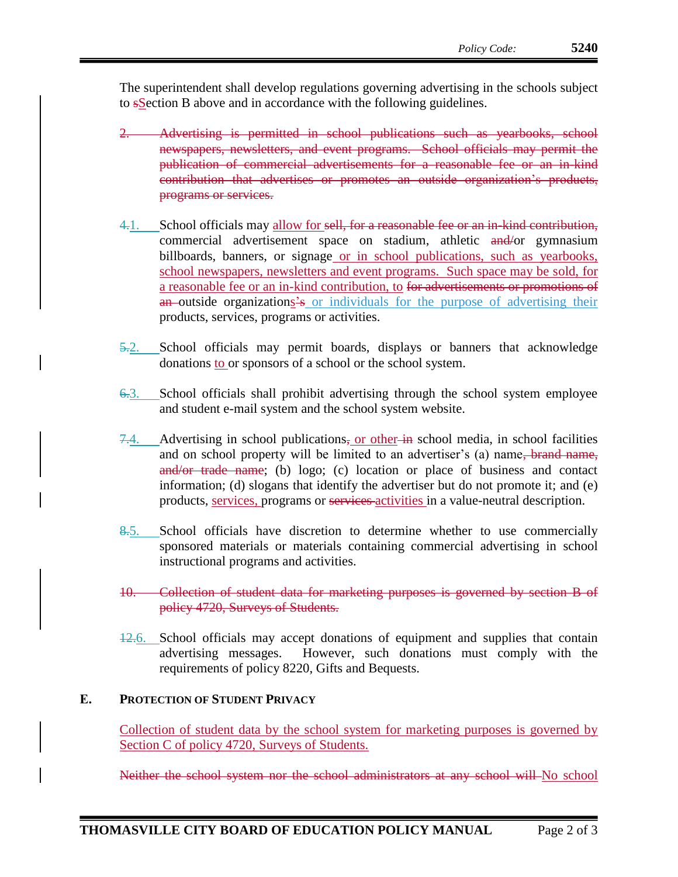The superintendent shall develop regulations governing advertising in the schools subject to ~~s~~Section B above and in accordance with the following guidelines.

~~2. Advertising is permitted in school publications such as yearbooks, school newspapers, newsletters, and event programs. School officials may permit the publication of commercial advertisements for a reasonable fee or an in-kind contribution that advertises or promotes an outside organization's products, programs or services.~~

~~4.~~1. School officials may allow for ~~sell, for a reasonable fee or an in-kind contribution,~~ commercial advertisement space on stadium, athletic ~~and~~/or gymnasium billboards, banners, or signage or in school publications, such as yearbooks, school newspapers, newsletters and event programs. Such space may be sold, for a reasonable fee or an in-kind contribution, to ~~for advertisements or promotions of an~~ outside organizations~~'s~~ or individuals for the purpose of advertising their products, services, programs or activities.

~~5.~~2. School officials may permit boards, displays or banners that acknowledge donations to or sponsors of a school or the school system.

~~6.~~3. School officials shall prohibit advertising through the school system employee and student e-mail system and the school system website.

~~7.~~4. Advertising in school publications~~,~~ or other ~~in~~ school media, in school facilities and on school property will be limited to an advertiser's (a) name~~, brand name, and/or trade name~~; (b) logo; (c) location or place of business and contact information; (d) slogans that identify the advertiser but do not promote it; and (e) products, services, programs or ~~services~~ activities in a value-neutral description.

~~8.~~5. School officials have discretion to determine whether to use commercially sponsored materials or materials containing commercial advertising in school instructional programs and activities.

~~10. Collection of student data for marketing purposes is governed by section B of policy 4720, Surveys of Students.~~

~~12.~~6. School officials may accept donations of equipment and supplies that contain advertising messages. However, such donations must comply with the requirements of policy 8220, Gifts and Bequests.

## E. Protection of Student Privacy

Collection of student data by the school system for marketing purposes is governed by Section C of policy 4720, Surveys of Students.

~~Neither the school system nor the school administrators at any school will~~ No school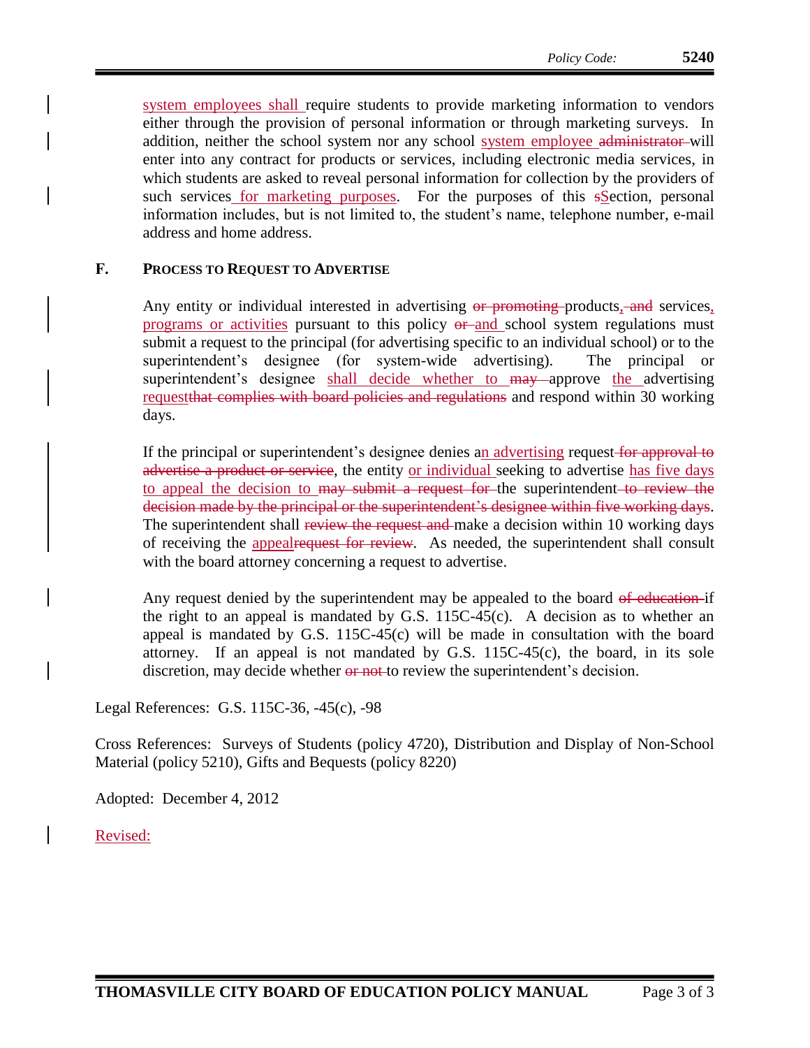system employees shall require students to provide marketing information to vendors either through the provision of personal information or through marketing surveys. In addition, neither the school system nor any school system employee administrator will enter into any contract for products or services, including electronic media services, in which students are asked to reveal personal information for collection by the providers of such services for marketing purposes. For the purposes of this sSection, personal information includes, but is not limited to, the student's name, telephone number, e-mail address and home address.

## F. PROCESS TO REQUEST TO ADVERTISE

Any entity or individual interested in advertising or promoting products, and services, programs or activities pursuant to this policy or and school system regulations must submit a request to the principal (for advertising specific to an individual school) or to the superintendent's designee (for system-wide advertising). The principal or superintendent's designee shall decide whether to may approve the advertising requestthat complies with board policies and regulations and respond within 30 working days.

If the principal or superintendent's designee denies an advertising request for approval to advertise a product or service, the entity or individual seeking to advertise has five days to appeal the decision to may submit a request for the superintendent to review the decision made by the principal or the superintendent's designee within five working days. The superintendent shall review the request and make a decision within 10 working days of receiving the appealrequest for review. As needed, the superintendent shall consult with the board attorney concerning a request to advertise.

Any request denied by the superintendent may be appealed to the board of education if the right to an appeal is mandated by G.S. 115C-45(c). A decision as to whether an appeal is mandated by G.S. 115C-45(c) will be made in consultation with the board attorney. If an appeal is not mandated by G.S. 115C-45(c), the board, in its sole discretion, may decide whether or not to review the superintendent's decision.

Legal References: G.S. 115C-36, -45(c), -98

Cross References: Surveys of Students (policy 4720), Distribution and Display of Non-School Material (policy 5210), Gifts and Bequests (policy 8220)

Adopted: December 4, 2012

Revised: